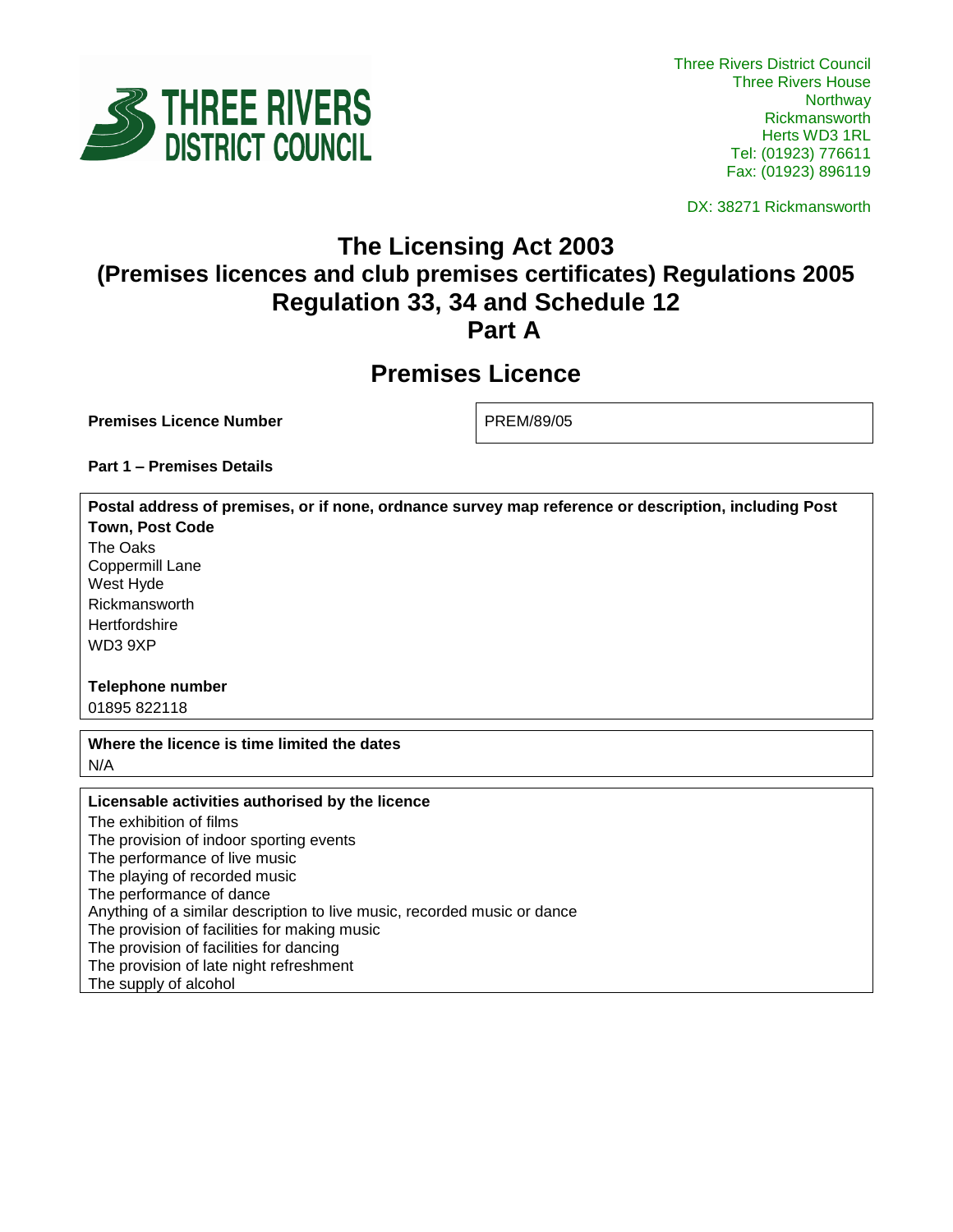THREE RIVERS DISTRICT COUNCIL

Three Rivers District Council
Three Rivers House
Northway
Rickmansworth
Herts WD3 1RL
Tel: (01923) 776611
Fax: (01923) 896119

DX: 38271 Rickmansworth

# The Licensing Act 2003
# (Premises licences and club premises certificates) Regulations 2005
# Regulation 33, 34 and Schedule 12
# Part A

## Premises Licence

| **Premises Licence Number** | PREM/89/05 |
|---|---|

**Part 1 – Premises Details**

**Postal address of premises, or if none, ordnance survey map reference or description, including Post Town, Post Code**

The Oaks
Coppermill Lane
West Hyde
Rickmansworth
Hertfordshire
WD3 9XP

**Telephone number**

01895 822118

**Where the licence is time limited the dates**

N/A

**Licensable activities authorised by the licence**

The exhibition of films
The provision of indoor sporting events
The performance of live music
The playing of recorded music
The performance of dance
Anything of a similar description to live music, recorded music or dance
The provision of facilities for making music
The provision of facilities for dancing
The provision of late night refreshment
The supply of alcohol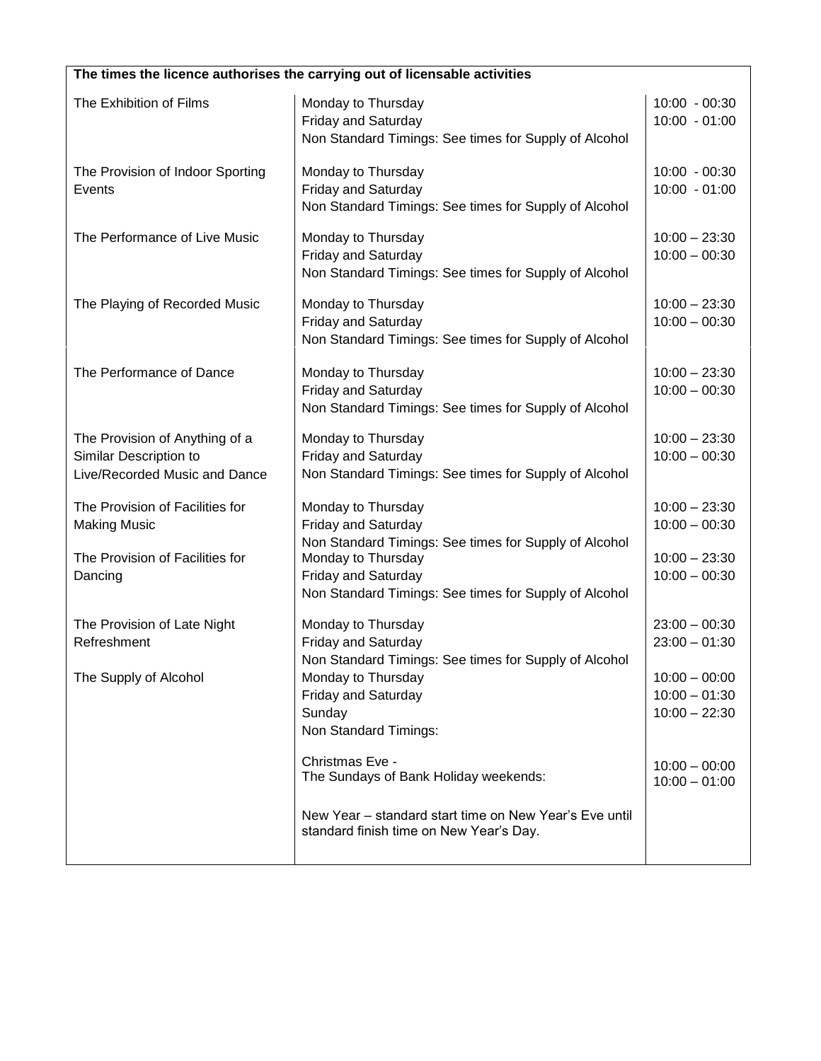| The times the licence authorises the carrying out of licensable activities | | |
|---|---|---|
| The Exhibition of Films | Monday to Thursday<br>Friday and Saturday<br>Non Standard Timings: See times for Supply of Alcohol | 10:00 - 00:30<br>10:00 - 01:00 |
| The Provision of Indoor Sporting Events | Monday to Thursday<br>Friday and Saturday<br>Non Standard Timings: See times for Supply of Alcohol | 10:00 - 00:30<br>10:00 - 01:00 |
| The Performance of Live Music | Monday to Thursday<br>Friday and Saturday<br>Non Standard Timings: See times for Supply of Alcohol | 10:00 – 23:30<br>10:00 – 00:30 |
| The Playing of Recorded Music | Monday to Thursday<br>Friday and Saturday<br>Non Standard Timings: See times for Supply of Alcohol | 10:00 – 23:30<br>10:00 – 00:30 |
| The Performance of Dance | Monday to Thursday<br>Friday and Saturday<br>Non Standard Timings: See times for Supply of Alcohol | 10:00 – 23:30<br>10:00 – 00:30 |
| The Provision of Anything of a Similar Description to Live/Recorded Music and Dance | Monday to Thursday<br>Friday and Saturday<br>Non Standard Timings: See times for Supply of Alcohol | 10:00 – 23:30<br>10:00 – 00:30 |
| The Provision of Facilities for Making Music | Monday to Thursday<br>Friday and Saturday<br>Non Standard Timings: See times for Supply of Alcohol | 10:00 – 23:30<br>10:00 – 00:30 |
| The Provision of Facilities for Dancing | Monday to Thursday<br>Friday and Saturday<br>Non Standard Timings: See times for Supply of Alcohol | 10:00 – 23:30<br>10:00 – 00:30 |
| The Provision of Late Night Refreshment | Monday to Thursday<br>Friday and Saturday<br>Non Standard Timings: See times for Supply of Alcohol | 23:00 – 00:30<br>23:00 – 01:30 |
| The Supply of Alcohol | Monday to Thursday<br>Friday and Saturday<br>Sunday<br>Non Standard Timings:<br><br>Christmas Eve -<br>The Sundays of Bank Holiday weekends:<br><br>New Year – standard start time on New Year's Eve until standard finish time on New Year's Day. | 10:00 – 00:00<br>10:00 – 01:30<br>10:00 – 22:30<br><br><br>10:00 – 00:00<br>10:00 – 01:00 |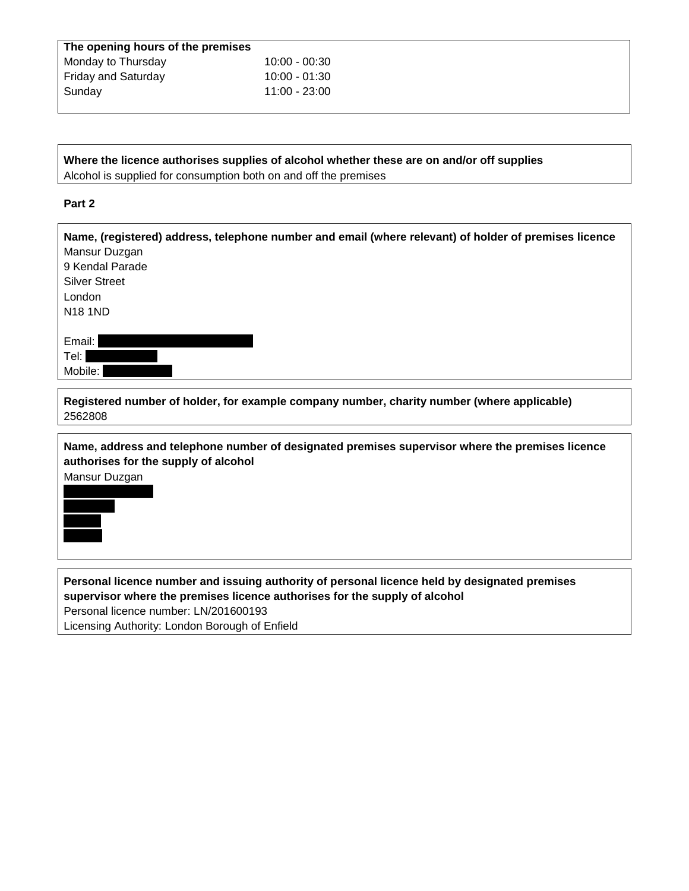**The opening hours of the premises**

| | |
|---|---|
| Monday to Thursday | 10:00 - 00:30 |
| Friday and Saturday | 10:00 - 01:30 |
| Sunday | 11:00 - 23:00 |

**Where the licence authorises supplies of alcohol whether these are on and/or off supplies**
Alcohol is supplied for consumption both on and off the premises

**Part 2**

**Name, (registered) address, telephone number and email (where relevant) of holder of premises licence**
Mansur Duzgan
9 Kendal Parade
Silver Street
London
N18 1ND

Email: [REDACTED]
Tel: [REDACTED]
Mobile: [REDACTED]

**Registered number of holder, for example company number, charity number (where applicable)**
2562808

**Name, address and telephone number of designated premises supervisor where the premises licence authorises for the supply of alcohol**
Mansur Duzgan
[REDACTED]
[REDACTED]
[REDACTED]
[REDACTED]

**Personal licence number and issuing authority of personal licence held by designated premises supervisor where the premises licence authorises for the supply of alcohol**
Personal licence number: LN/201600193
Licensing Authority: London Borough of Enfield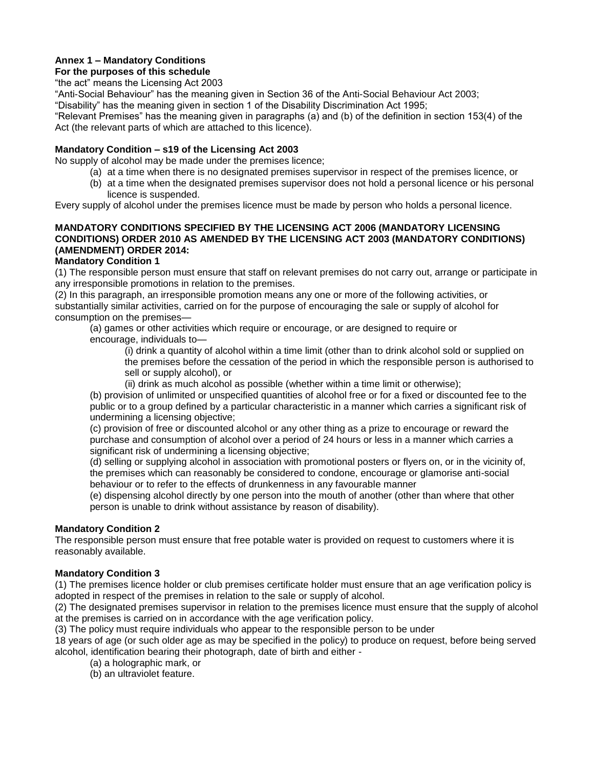**Annex 1 – Mandatory Conditions**

**For the purposes of this schedule**

“the act” means the Licensing Act 2003

“Anti-Social Behaviour” has the meaning given in Section 36 of the Anti-Social Behaviour Act 2003;

“Disability” has the meaning given in section 1 of the Disability Discrimination Act 1995;

“Relevant Premises” has the meaning given in paragraphs (a) and (b) of the definition in section 153(4) of the Act (the relevant parts of which are attached to this licence).

**Mandatory Condition – s19 of the Licensing Act 2003**

No supply of alcohol may be made under the premises licence;

- (a) at a time when there is no designated premises supervisor in respect of the premises licence, or
- (b) at a time when the designated premises supervisor does not hold a personal licence or his personal licence is suspended.

Every supply of alcohol under the premises licence must be made by person who holds a personal licence.

**MANDATORY CONDITIONS SPECIFIED BY THE LICENSING ACT 2006 (MANDATORY LICENSING CONDITIONS) ORDER 2010 AS AMENDED BY THE LICENSING ACT 2003 (MANDATORY CONDITIONS) (AMENDMENT) ORDER 2014:**

**Mandatory Condition 1**

(1) The responsible person must ensure that staff on relevant premises do not carry out, arrange or participate in any irresponsible promotions in relation to the premises.

(2) In this paragraph, an irresponsible promotion means any one or more of the following activities, or substantially similar activities, carried on for the purpose of encouraging the sale or supply of alcohol for consumption on the premises—

- (a) games or other activities which require or encourage, or are designed to require or encourage, individuals to—
  - (i) drink a quantity of alcohol within a time limit (other than to drink alcohol sold or supplied on the premises before the cessation of the period in which the responsible person is authorised to sell or supply alcohol), or
  - (ii) drink as much alcohol as possible (whether within a time limit or otherwise);
- (b) provision of unlimited or unspecified quantities of alcohol free or for a fixed or discounted fee to the public or to a group defined by a particular characteristic in a manner which carries a significant risk of undermining a licensing objective;
- (c) provision of free or discounted alcohol or any other thing as a prize to encourage or reward the purchase and consumption of alcohol over a period of 24 hours or less in a manner which carries a significant risk of undermining a licensing objective;
- (d) selling or supplying alcohol in association with promotional posters or flyers on, or in the vicinity of, the premises which can reasonably be considered to condone, encourage or glamorise anti-social behaviour or to refer to the effects of drunkenness in any favourable manner
- (e) dispensing alcohol directly by one person into the mouth of another (other than where that other person is unable to drink without assistance by reason of disability).

**Mandatory Condition 2**

The responsible person must ensure that free potable water is provided on request to customers where it is reasonably available.

**Mandatory Condition 3**

(1) The premises licence holder or club premises certificate holder must ensure that an age verification policy is adopted in respect of the premises in relation to the sale or supply of alcohol.

(2) The designated premises supervisor in relation to the premises licence must ensure that the supply of alcohol at the premises is carried on in accordance with the age verification policy.

(3) The policy must require individuals who appear to the responsible person to be under 18 years of age (or such older age as may be specified in the policy) to produce on request, before being served alcohol, identification bearing their photograph, date of birth and either -

- (a) a holographic mark, or
- (b) an ultraviolet feature.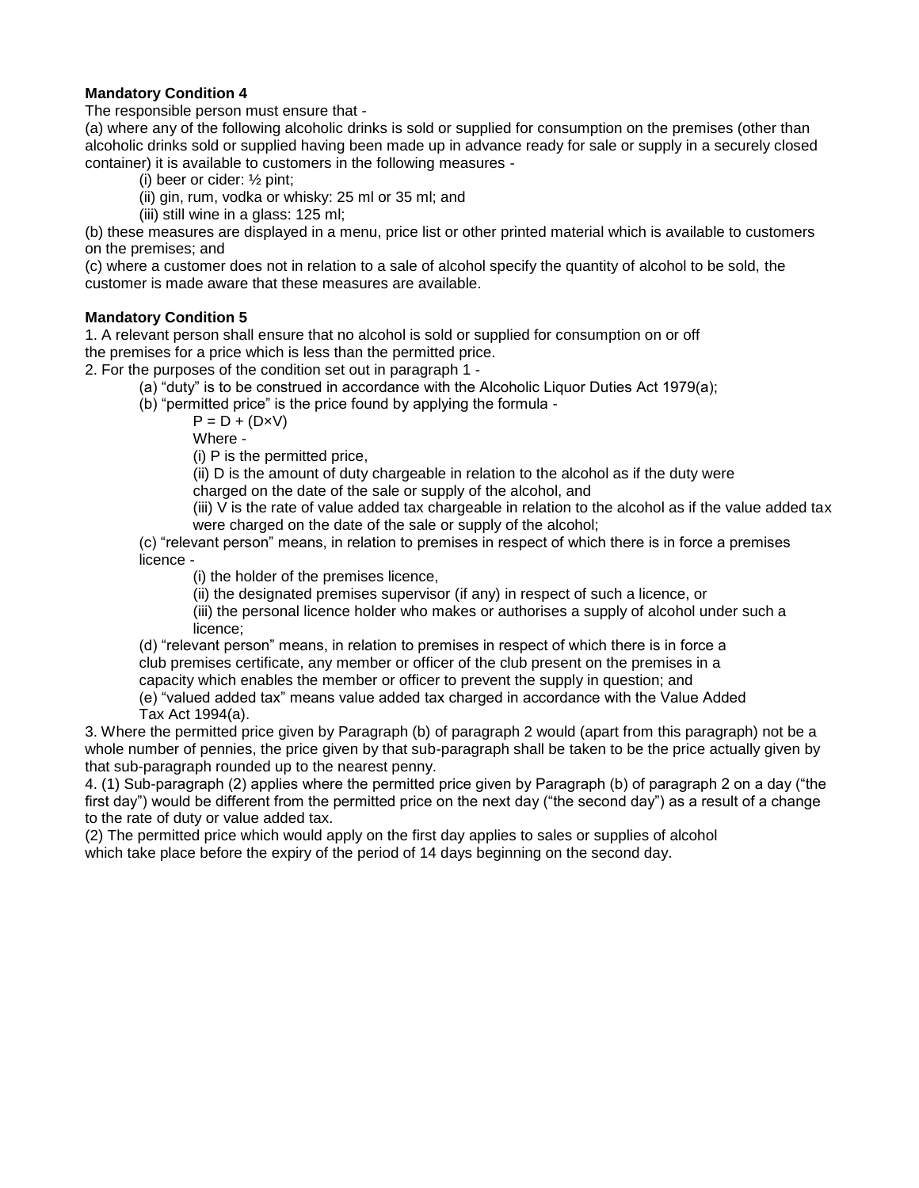**Mandatory Condition 4**

The responsible person must ensure that -

(a) where any of the following alcoholic drinks is sold or supplied for consumption on the premises (other than alcoholic drinks sold or supplied having been made up in advance ready for sale or supply in a securely closed container) it is available to customers in the following measures -

(i) beer or cider: ½ pint;

(ii) gin, rum, vodka or whisky: 25 ml or 35 ml; and

(iii) still wine in a glass: 125 ml;

(b) these measures are displayed in a menu, price list or other printed material which is available to customers on the premises; and

(c) where a customer does not in relation to a sale of alcohol specify the quantity of alcohol to be sold, the customer is made aware that these measures are available.

**Mandatory Condition 5**

1. A relevant person shall ensure that no alcohol is sold or supplied for consumption on or off the premises for a price which is less than the permitted price.

2. For the purposes of the condition set out in paragraph 1 -

(a) "duty" is to be construed in accordance with the Alcoholic Liquor Duties Act 1979(a);

(b) "permitted price" is the price found by applying the formula -

$P = D + (D×V)$

Where -

(i) P is the permitted price,

(ii) D is the amount of duty chargeable in relation to the alcohol as if the duty were charged on the date of the sale or supply of the alcohol, and

(iii) V is the rate of value added tax chargeable in relation to the alcohol as if the value added tax were charged on the date of the sale or supply of the alcohol;

(c) "relevant person" means, in relation to premises in respect of which there is in force a premises licence -

(i) the holder of the premises licence,

(ii) the designated premises supervisor (if any) in respect of such a licence, or

(iii) the personal licence holder who makes or authorises a supply of alcohol under such a licence;

(d) "relevant person" means, in relation to premises in respect of which there is in force a club premises certificate, any member or officer of the club present on the premises in a capacity which enables the member or officer to prevent the supply in question; and

(e) "valued added tax" means value added tax charged in accordance with the Value Added Tax Act 1994(a).

3. Where the permitted price given by Paragraph (b) of paragraph 2 would (apart from this paragraph) not be a whole number of pennies, the price given by that sub-paragraph shall be taken to be the price actually given by that sub-paragraph rounded up to the nearest penny.

4. (1) Sub-paragraph (2) applies where the permitted price given by Paragraph (b) of paragraph 2 on a day ("the first day") would be different from the permitted price on the next day ("the second day") as a result of a change to the rate of duty or value added tax.

(2) The permitted price which would apply on the first day applies to sales or supplies of alcohol which take place before the expiry of the period of 14 days beginning on the second day.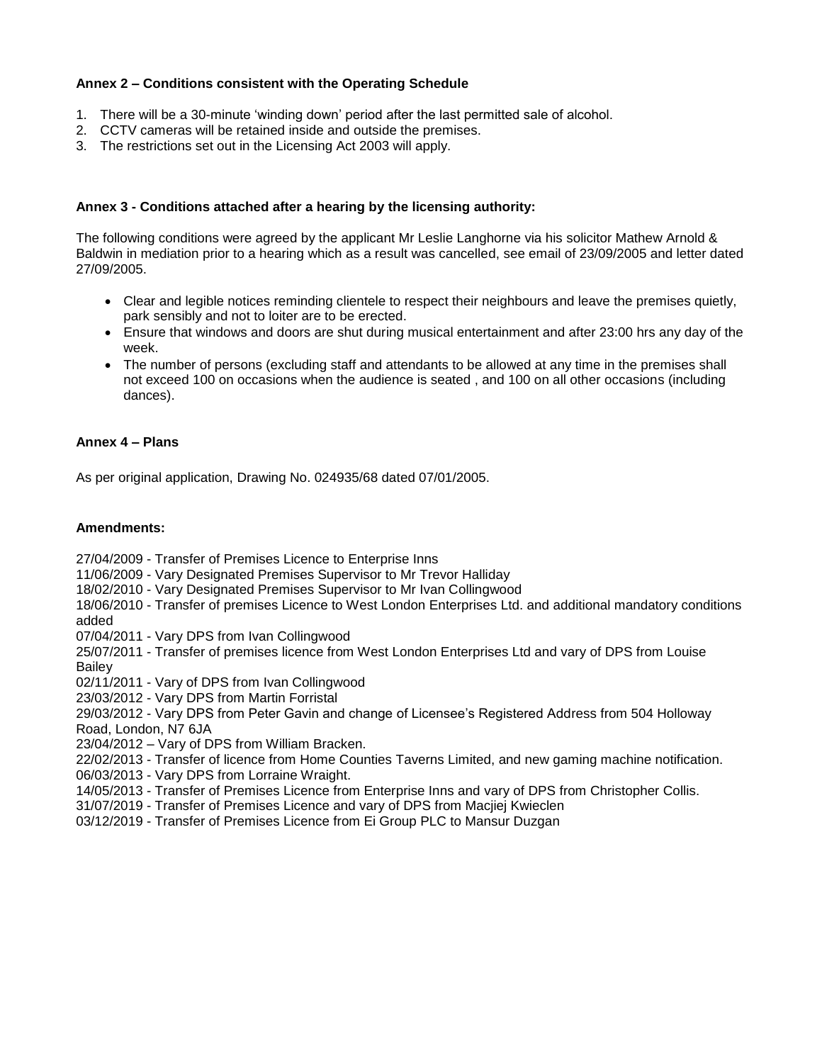**Annex 2 – Conditions consistent with the Operating Schedule**

1. There will be a 30-minute 'winding down' period after the last permitted sale of alcohol.
2. CCTV cameras will be retained inside and outside the premises.
3. The restrictions set out in the Licensing Act 2003 will apply.

**Annex 3 - Conditions attached after a hearing by the licensing authority:**

The following conditions were agreed by the applicant Mr Leslie Langhorne via his solicitor Mathew Arnold & Baldwin in mediation prior to a hearing which as a result was cancelled, see email of 23/09/2005 and letter dated 27/09/2005.

- Clear and legible notices reminding clientele to respect their neighbours and leave the premises quietly, park sensibly and not to loiter are to be erected.
- Ensure that windows and doors are shut during musical entertainment and after 23:00 hrs any day of the week.
- The number of persons (excluding staff and attendants to be allowed at any time in the premises shall not exceed 100 on occasions when the audience is seated , and 100 on all other occasions (including dances).

**Annex 4 – Plans**

As per original application, Drawing No. 024935/68 dated 07/01/2005.

**Amendments:**

27/04/2009 - Transfer of Premises Licence to Enterprise Inns
11/06/2009 - Vary Designated Premises Supervisor to Mr Trevor Halliday
18/02/2010 - Vary Designated Premises Supervisor to Mr Ivan Collingwood
18/06/2010 - Transfer of premises Licence to West London Enterprises Ltd. and additional mandatory conditions added
07/04/2011 - Vary DPS from Ivan Collingwood
25/07/2011 - Transfer of premises licence from West London Enterprises Ltd and vary of DPS from Louise Bailey
02/11/2011 - Vary of DPS from Ivan Collingwood
23/03/2012 - Vary DPS from Martin Forristal
29/03/2012 - Vary DPS from Peter Gavin and change of Licensee's Registered Address from 504 Holloway Road, London, N7 6JA
23/04/2012 – Vary of DPS from William Bracken.
22/02/2013 - Transfer of licence from Home Counties Taverns Limited, and new gaming machine notification.
06/03/2013 - Vary DPS from Lorraine Wraight.
14/05/2013 - Transfer of Premises Licence from Enterprise Inns and vary of DPS from Christopher Collis.
31/07/2019 - Transfer of Premises Licence and vary of DPS from Macjiej Kwieclen
03/12/2019 - Transfer of Premises Licence from Ei Group PLC to Mansur Duzgan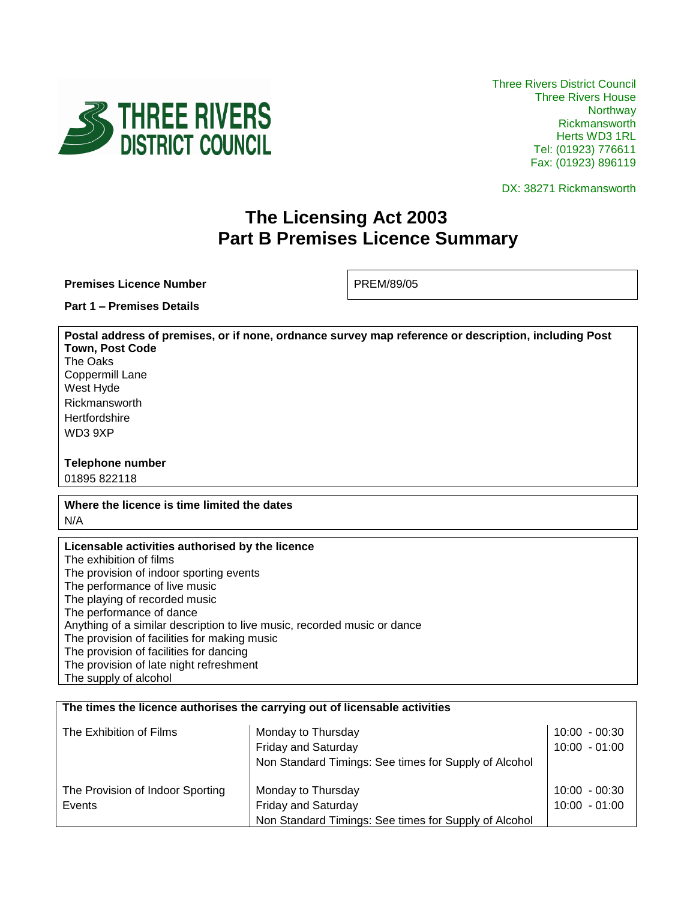Three Rivers District Council
Three Rivers House
Northway
Rickmansworth
Herts WD3 1RL
Tel: (01923) 776611
Fax: (01923) 896119

DX: 38271 Rickmansworth

# The Licensing Act 2003
# Part B Premises Licence Summary

| **Premises Licence Number** | PREM/89/05 |
|---|---|

**Part 1 – Premises Details**

**Postal address of premises, or if none, ordnance survey map reference or description, including Post Town, Post Code**

The Oaks
Coppermill Lane
West Hyde
Rickmansworth
Hertfordshire
WD3 9XP

**Telephone number**

01895 822118

**Where the licence is time limited the dates**

N/A

**Licensable activities authorised by the licence**

The exhibition of films
The provision of indoor sporting events
The performance of live music
The playing of recorded music
The performance of dance
Anything of a similar description to live music, recorded music or dance
The provision of facilities for making music
The provision of facilities for dancing
The provision of late night refreshment
The supply of alcohol

**The times the licence authorises the carrying out of licensable activities**

| | | |
|---|---|---|
| The Exhibition of Films | Monday to Thursday<br>Friday and Saturday<br>Non Standard Timings: See times for Supply of Alcohol | 10:00 - 00:30<br>10:00 - 01:00 |
| The Provision of Indoor Sporting Events | Monday to Thursday<br>Friday and Saturday<br>Non Standard Timings: See times for Supply of Alcohol | 10:00 - 00:30<br>10:00 - 01:00 |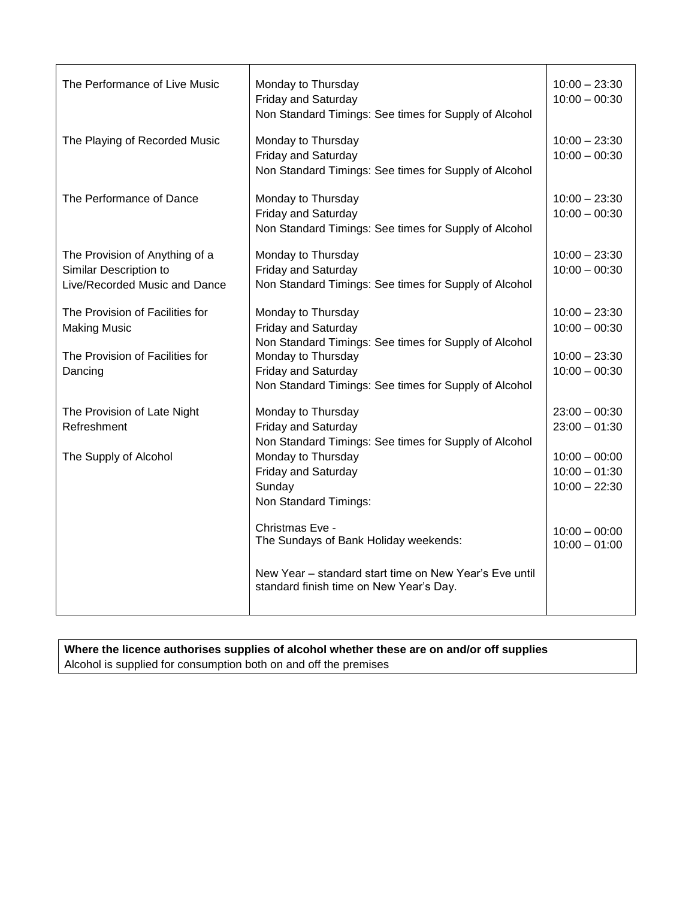| | | |
|---|---|---|
| The Performance of Live Music | Monday to Thursday<br>Friday and Saturday<br>Non Standard Timings: See times for Supply of Alcohol | 10:00 – 23:30<br>10:00 – 00:30 |
| The Playing of Recorded Music | Monday to Thursday<br>Friday and Saturday<br>Non Standard Timings: See times for Supply of Alcohol | 10:00 – 23:30<br>10:00 – 00:30 |
| The Performance of Dance | Monday to Thursday<br>Friday and Saturday<br>Non Standard Timings: See times for Supply of Alcohol | 10:00 – 23:30<br>10:00 – 00:30 |
| The Provision of Anything of a Similar Description to Live/Recorded Music and Dance | Monday to Thursday<br>Friday and Saturday<br>Non Standard Timings: See times for Supply of Alcohol | 10:00 – 23:30<br>10:00 – 00:30 |
| The Provision of Facilities for Making Music | Monday to Thursday<br>Friday and Saturday<br>Non Standard Timings: See times for Supply of Alcohol | 10:00 – 23:30<br>10:00 – 00:30 |
| The Provision of Facilities for Dancing | Monday to Thursday<br>Friday and Saturday<br>Non Standard Timings: See times for Supply of Alcohol | 10:00 – 23:30<br>10:00 – 00:30 |
| The Provision of Late Night Refreshment | Monday to Thursday<br>Friday and Saturday<br>Non Standard Timings: See times for Supply of Alcohol | 23:00 – 00:30<br>23:00 – 01:30 |
| The Supply of Alcohol | Monday to Thursday<br>Friday and Saturday<br>Sunday<br>Non Standard Timings:<br><br>Christmas Eve -<br>The Sundays of Bank Holiday weekends:<br><br>New Year – standard start time on New Year's Eve until standard finish time on New Year's Day. | 10:00 – 00:00<br>10:00 – 01:30<br>10:00 – 22:30<br><br><br>10:00 – 00:00<br>10:00 – 01:00 |

**Where the licence authorises supplies of alcohol whether these are on and/or off supplies**
Alcohol is supplied for consumption both on and off the premises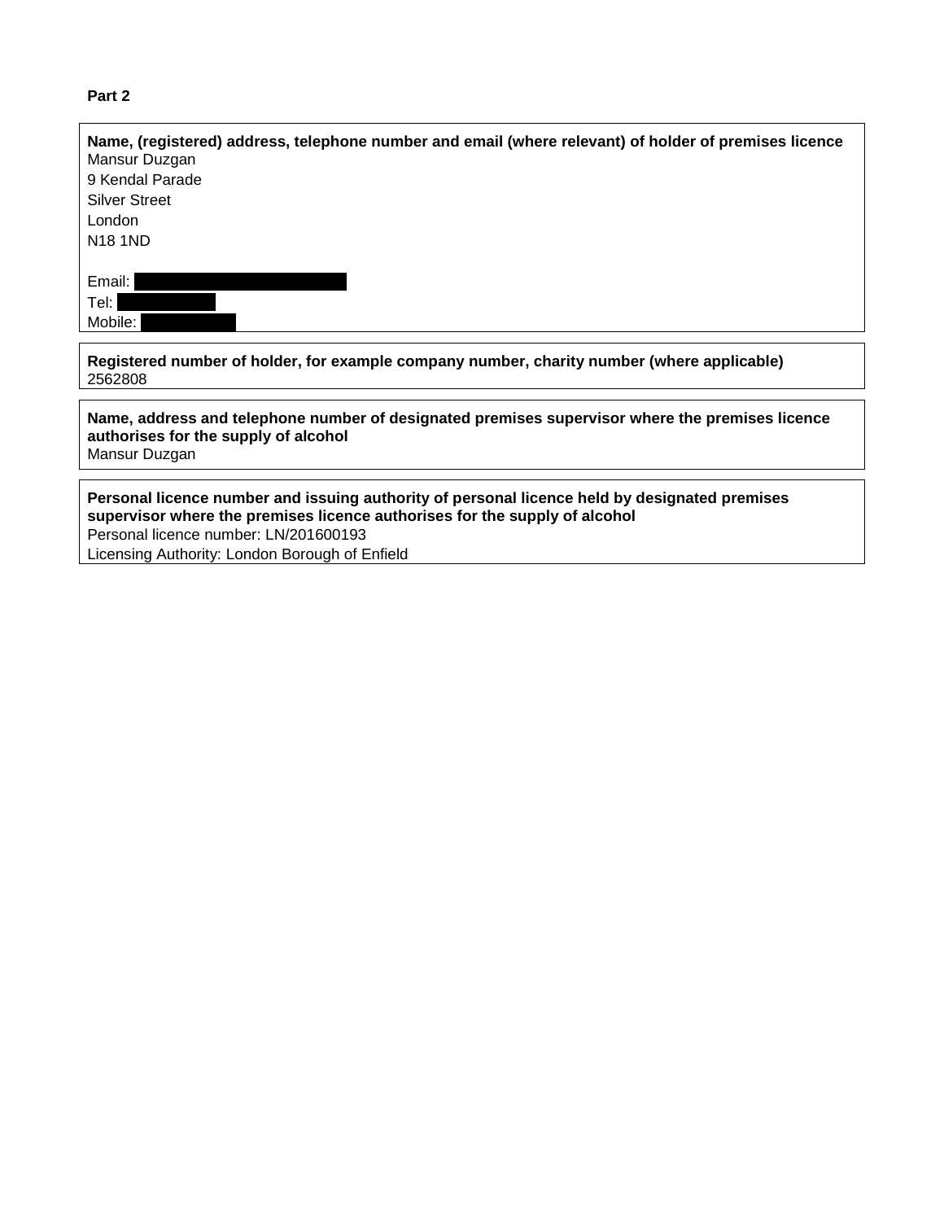**Part 2**

**Name, (registered) address, telephone number and email (where relevant) of holder of premises licence**
Mansur Duzgan
9 Kendal Parade
Silver Street
London
N18 1ND

Email:
Tel:
Mobile:

**Registered number of holder, for example company number, charity number (where applicable)**
2562808

**Name, address and telephone number of designated premises supervisor where the premises licence authorises for the supply of alcohol**
Mansur Duzgan

**Personal licence number and issuing authority of personal licence held by designated premises supervisor where the premises licence authorises for the supply of alcohol**
Personal licence number: LN/201600193
Licensing Authority: London Borough of Enfield